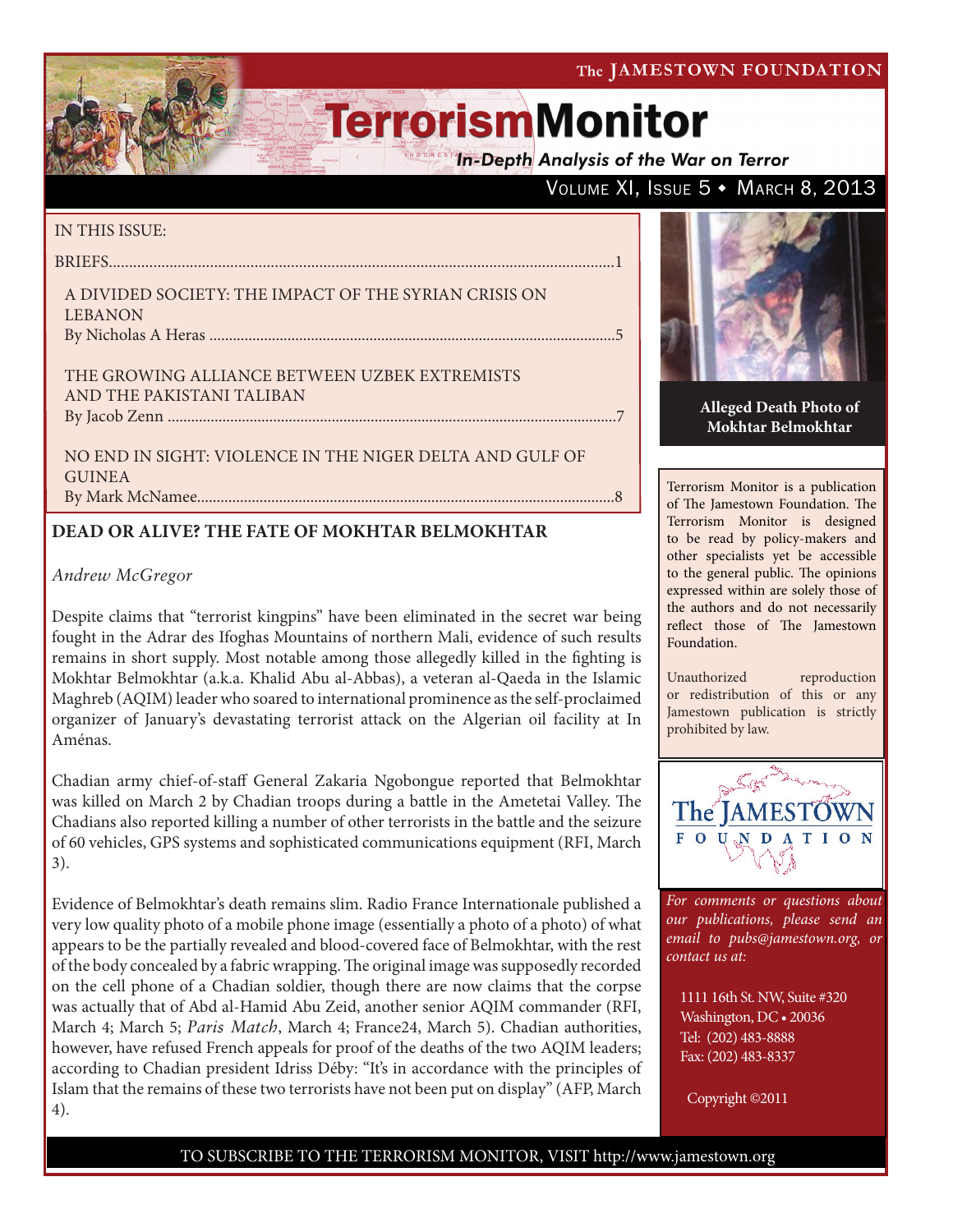The JAMESTOWN FOUNDATION

# TerrorismMonitor

*In-Depth Analysis of the War on Terror*

VOLUME XI, ISSUE 5 • MARCH 8, 2013

IN THIS ISSUE:

BRIEFS...........................................................................................................................1

A DIVIDED SOCIETY: THE IMPACT OF THE SYRIAN CRISIS ON LEBANON
By Nicholas A Heras ........................................................................................................5

THE GROWING ALLIANCE BETWEEN UZBEK EXTREMISTS AND THE PAKISTANI TALIBAN
By Jacob Zenn ..................................................................................................................7

NO END IN SIGHT: VIOLENCE IN THE NIGER DELTA AND GULF OF GUINEA
By Mark McNamee...........................................................................................................8

**Alleged Death Photo of Mokhtar Belmokhtar**

Terrorism Monitor is a publication of The Jamestown Foundation. The Terrorism Monitor is designed to be read by policy-makers and other specialists yet be accessible to the general public. The opinions expressed within are solely those of the authors and do not necessarily reflect those of The Jamestown Foundation.

Unauthorized reproduction or redistribution of this or any Jamestown publication is strictly prohibited by law.

*For comments or questions about our publications, please send an email to pubs@jamestown.org, or contact us at:*

1111 16th St. NW, Suite #320
Washington, DC • 20036
Tel: (202) 483-8888
Fax: (202) 483-8337

Copyright ©2011

## DEAD OR ALIVE? THE FATE OF MOKHTAR BELMOKHTAR

*Andrew McGregor*

Despite claims that "terrorist kingpins" have been eliminated in the secret war being fought in the Adrar des Ifoghas Mountains of northern Mali, evidence of such results remains in short supply. Most notable among those allegedly killed in the fighting is Mokhtar Belmokhtar (a.k.a. Khalid Abu al-Abbas), a veteran al-Qaeda in the Islamic Maghreb (AQIM) leader who soared to international prominence as the self-proclaimed organizer of January's devastating terrorist attack on the Algerian oil facility at In Aménas.

Chadian army chief-of-staff General Zakaria Ngobongue reported that Belmokhtar was killed on March 2 by Chadian troops during a battle in the Ametetai Valley. The Chadians also reported killing a number of other terrorists in the battle and the seizure of 60 vehicles, GPS systems and sophisticated communications equipment (RFI, March 3).

Evidence of Belmokhtar's death remains slim. Radio France Internationale published a very low quality photo of a mobile phone image (essentially a photo of a photo) of what appears to be the partially revealed and blood-covered face of Belmokhtar, with the rest of the body concealed by a fabric wrapping. The original image was supposedly recorded on the cell phone of a Chadian soldier, though there are now claims that the corpse was actually that of Abd al-Hamid Abu Zeid, another senior AQIM commander (RFI, March 4; March 5; *Paris Match*, March 4; France24, March 5). Chadian authorities, however, have refused French appeals for proof of the deaths of the two AQIM leaders; according to Chadian president Idriss Déby: "It's in accordance with the principles of Islam that the remains of these two terrorists have not been put on display" (AFP, March 4).

TO SUBSCRIBE TO THE TERRORISM MONITOR, VISIT http://www.jamestown.org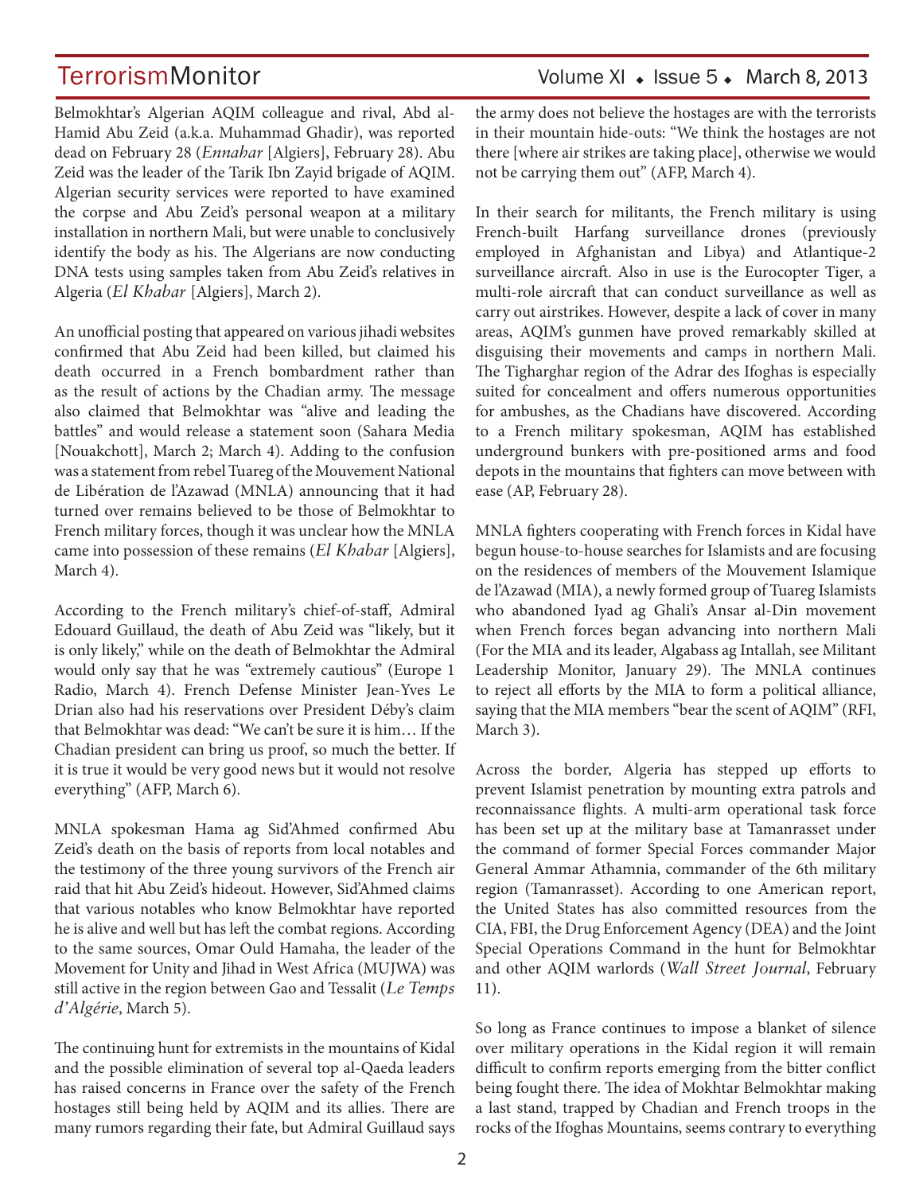Belmokhtar's Algerian AQIM colleague and rival, Abd al-Hamid Abu Zeid (a.k.a. Muhammad Ghadir), was reported dead on February 28 (*Ennahar* [Algiers], February 28). Abu Zeid was the leader of the Tarik Ibn Zayid brigade of AQIM. Algerian security services were reported to have examined the corpse and Abu Zeid's personal weapon at a military installation in northern Mali, but were unable to conclusively identify the body as his. The Algerians are now conducting DNA tests using samples taken from Abu Zeid's relatives in Algeria (*El Khabar* [Algiers], March 2).

An unofficial posting that appeared on various jihadi websites confirmed that Abu Zeid had been killed, but claimed his death occurred in a French bombardment rather than as the result of actions by the Chadian army. The message also claimed that Belmokhtar was "alive and leading the battles" and would release a statement soon (Sahara Media [Nouakchott], March 2; March 4). Adding to the confusion was a statement from rebel Tuareg of the Mouvement National de Libération de l'Azawad (MNLA) announcing that it had turned over remains believed to be those of Belmokhtar to French military forces, though it was unclear how the MNLA came into possession of these remains (*El Khabar* [Algiers], March 4).

According to the French military's chief-of-staff, Admiral Edouard Guillaud, the death of Abu Zeid was "likely, but it is only likely," while on the death of Belmokhtar the Admiral would only say that he was "extremely cautious" (Europe 1 Radio, March 4). French Defense Minister Jean-Yves Le Drian also had his reservations over President Déby's claim that Belmokhtar was dead: "We can't be sure it is him… If the Chadian president can bring us proof, so much the better. If it is true it would be very good news but it would not resolve everything" (AFP, March 6).

MNLA spokesman Hama ag Sid'Ahmed confirmed Abu Zeid's death on the basis of reports from local notables and the testimony of the three young survivors of the French air raid that hit Abu Zeid's hideout. However, Sid'Ahmed claims that various notables who know Belmokhtar have reported he is alive and well but has left the combat regions. According to the same sources, Omar Ould Hamaha, the leader of the Movement for Unity and Jihad in West Africa (MUJWA) was still active in the region between Gao and Tessalit (*Le Temps d'Algérie*, March 5).

The continuing hunt for extremists in the mountains of Kidal and the possible elimination of several top al-Qaeda leaders has raised concerns in France over the safety of the French hostages still being held by AQIM and its allies. There are many rumors regarding their fate, but Admiral Guillaud says the army does not believe the hostages are with the terrorists in their mountain hide-outs: "We think the hostages are not there [where air strikes are taking place], otherwise we would not be carrying them out" (AFP, March 4).

In their search for militants, the French military is using French-built Harfang surveillance drones (previously employed in Afghanistan and Libya) and Atlantique-2 surveillance aircraft. Also in use is the Eurocopter Tiger, a multi-role aircraft that can conduct surveillance as well as carry out airstrikes. However, despite a lack of cover in many areas, AQIM's gunmen have proved remarkably skilled at disguising their movements and camps in northern Mali. The Tigharghar region of the Adrar des Ifoghas is especially suited for concealment and offers numerous opportunities for ambushes, as the Chadians have discovered. According to a French military spokesman, AQIM has established underground bunkers with pre-positioned arms and food depots in the mountains that fighters can move between with ease (AP, February 28).

MNLA fighters cooperating with French forces in Kidal have begun house-to-house searches for Islamists and are focusing on the residences of members of the Mouvement Islamique de l'Azawad (MIA), a newly formed group of Tuareg Islamists who abandoned Iyad ag Ghali's Ansar al-Din movement when French forces began advancing into northern Mali (For the MIA and its leader, Algabass ag Intallah, see Militant Leadership Monitor, January 29). The MNLA continues to reject all efforts by the MIA to form a political alliance, saying that the MIA members "bear the scent of AQIM" (RFI, March 3).

Across the border, Algeria has stepped up efforts to prevent Islamist penetration by mounting extra patrols and reconnaissance flights. A multi-arm operational task force has been set up at the military base at Tamanrasset under the command of former Special Forces commander Major General Ammar Athamnia, commander of the 6th military region (Tamanrasset). According to one American report, the United States has also committed resources from the CIA, FBI, the Drug Enforcement Agency (DEA) and the Joint Special Operations Command in the hunt for Belmokhtar and other AQIM warlords (*Wall Street Journal*, February 11).

So long as France continues to impose a blanket of silence over military operations in the Kidal region it will remain difficult to confirm reports emerging from the bitter conflict being fought there. The idea of Mokhtar Belmokhtar making a last stand, trapped by Chadian and French troops in the rocks of the Ifoghas Mountains, seems contrary to everything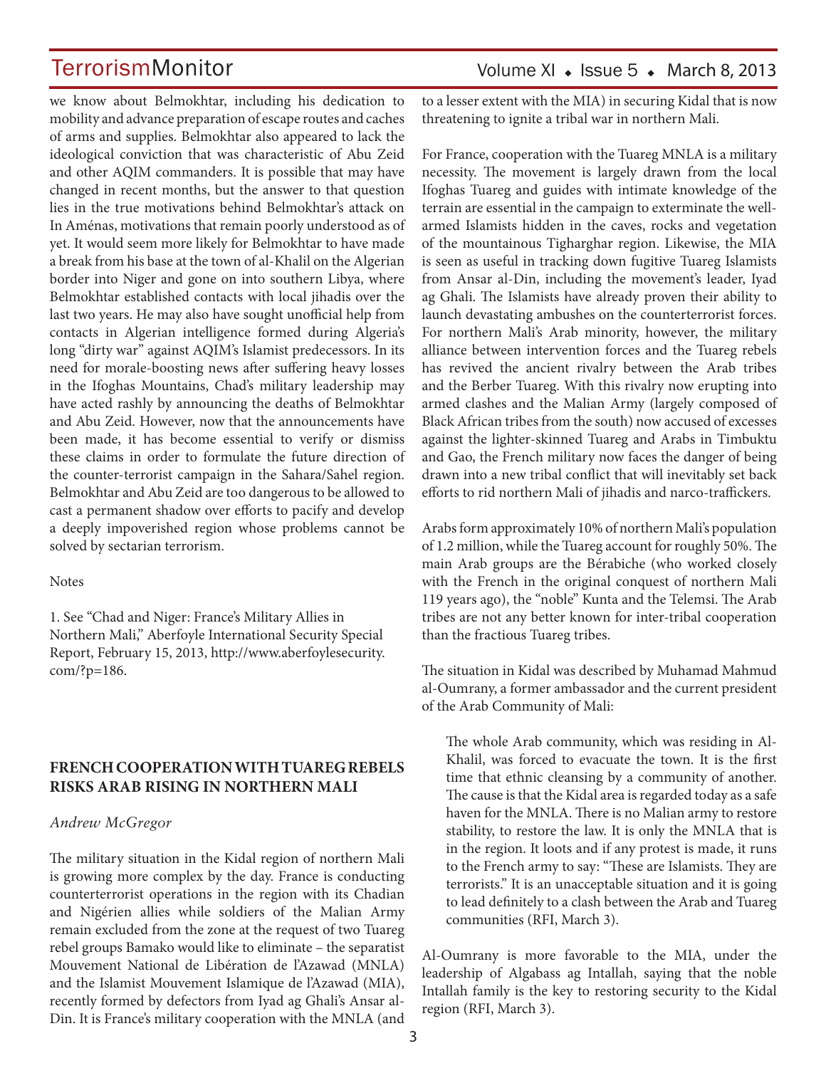we know about Belmokhtar, including his dedication to mobility and advance preparation of escape routes and caches of arms and supplies. Belmokhtar also appeared to lack the ideological conviction that was characteristic of Abu Zeid and other AQIM commanders. It is possible that may have changed in recent months, but the answer to that question lies in the true motivations behind Belmokhtar's attack on In Aménas, motivations that remain poorly understood as of yet. It would seem more likely for Belmokhtar to have made a break from his base at the town of al-Khalil on the Algerian border into Niger and gone on into southern Libya, where Belmokhtar established contacts with local jihadis over the last two years. He may also have sought unofficial help from contacts in Algerian intelligence formed during Algeria's long "dirty war" against AQIM's Islamist predecessors. In its need for morale-boosting news after suffering heavy losses in the Ifoghas Mountains, Chad's military leadership may have acted rashly by announcing the deaths of Belmokhtar and Abu Zeid. However, now that the announcements have been made, it has become essential to verify or dismiss these claims in order to formulate the future direction of the counter-terrorist campaign in the Sahara/Sahel region. Belmokhtar and Abu Zeid are too dangerous to be allowed to cast a permanent shadow over efforts to pacify and develop a deeply impoverished region whose problems cannot be solved by sectarian terrorism.

Notes

1. See "Chad and Niger: France's Military Allies in Northern Mali," Aberfoyle International Security Special Report, February 15, 2013, http://www.aberfoylesecurity.com/?p=186.

## FRENCH COOPERATION WITH TUAREG REBELS RISKS ARAB RISING IN NORTHERN MALI

*Andrew McGregor*

The military situation in the Kidal region of northern Mali is growing more complex by the day. France is conducting counterterrorist operations in the region with its Chadian and Nigérien allies while soldiers of the Malian Army remain excluded from the zone at the request of two Tuareg rebel groups Bamako would like to eliminate – the separatist Mouvement National de Libération de l'Azawad (MNLA) and the Islamist Mouvement Islamique de l'Azawad (MIA), recently formed by defectors from Iyad ag Ghali's Ansar al-Din. It is France's military cooperation with the MNLA (and to a lesser extent with the MIA) in securing Kidal that is now threatening to ignite a tribal war in northern Mali.

For France, cooperation with the Tuareg MNLA is a military necessity. The movement is largely drawn from the local Ifoghas Tuareg and guides with intimate knowledge of the terrain are essential in the campaign to exterminate the well-armed Islamists hidden in the caves, rocks and vegetation of the mountainous Tigharghar region. Likewise, the MIA is seen as useful in tracking down fugitive Tuareg Islamists from Ansar al-Din, including the movement's leader, Iyad ag Ghali. The Islamists have already proven their ability to launch devastating ambushes on the counterterrorist forces. For northern Mali's Arab minority, however, the military alliance between intervention forces and the Tuareg rebels has revived the ancient rivalry between the Arab tribes and the Berber Tuareg. With this rivalry now erupting into armed clashes and the Malian Army (largely composed of Black African tribes from the south) now accused of excesses against the lighter-skinned Tuareg and Arabs in Timbuktu and Gao, the French military now faces the danger of being drawn into a new tribal conflict that will inevitably set back efforts to rid northern Mali of jihadis and narco-traffickers.

Arabs form approximately 10% of northern Mali's population of 1.2 million, while the Tuareg account for roughly 50%. The main Arab groups are the Bérabiche (who worked closely with the French in the original conquest of northern Mali 119 years ago), the "noble" Kunta and the Telemsi. The Arab tribes are not any better known for inter-tribal cooperation than the fractious Tuareg tribes.

The situation in Kidal was described by Muhamad Mahmud al-Oumrany, a former ambassador and the current president of the Arab Community of Mali:

> The whole Arab community, which was residing in Al-Khalil, was forced to evacuate the town. It is the first time that ethnic cleansing by a community of another. The cause is that the Kidal area is regarded today as a safe haven for the MNLA. There is no Malian army to restore stability, to restore the law. It is only the MNLA that is in the region. It loots and if any protest is made, it runs to the French army to say: "These are Islamists. They are terrorists." It is an unacceptable situation and it is going to lead definitely to a clash between the Arab and Tuareg communities (RFI, March 3).

Al-Oumrany is more favorable to the MIA, under the leadership of Algabass ag Intallah, saying that the noble Intallah family is the key to restoring security to the Kidal region (RFI, March 3).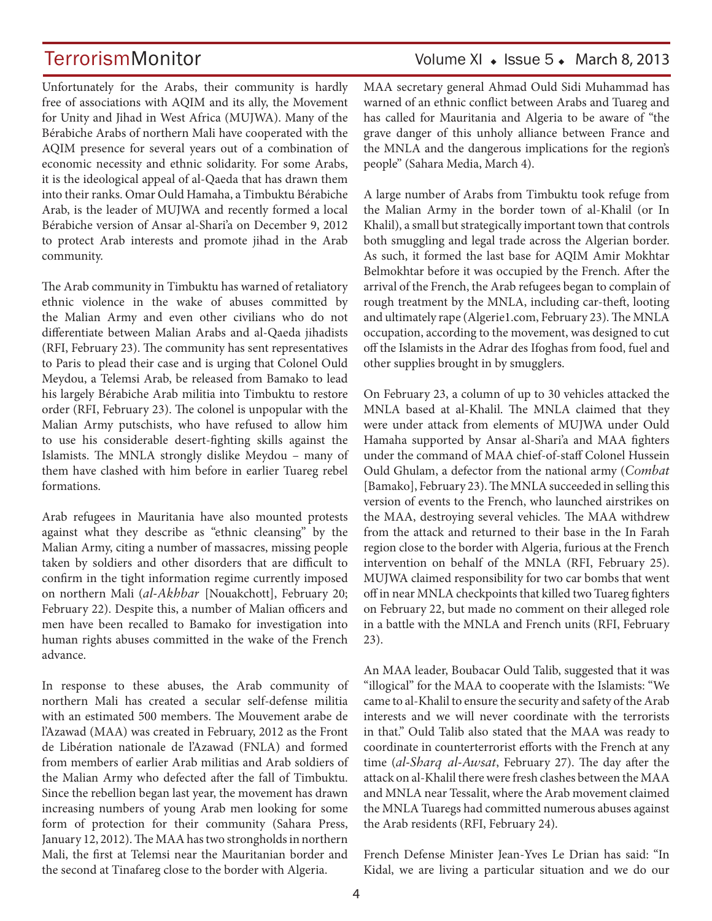Unfortunately for the Arabs, their community is hardly free of associations with AQIM and its ally, the Movement for Unity and Jihad in West Africa (MUJWA). Many of the Bérabiche Arabs of northern Mali have cooperated with the AQIM presence for several years out of a combination of economic necessity and ethnic solidarity. For some Arabs, it is the ideological appeal of al-Qaeda that has drawn them into their ranks. Omar Ould Hamaha, a Timbuktu Bérabiche Arab, is the leader of MUJWA and recently formed a local Bérabiche version of Ansar al-Shari'a on December 9, 2012 to protect Arab interests and promote jihad in the Arab community.

The Arab community in Timbuktu has warned of retaliatory ethnic violence in the wake of abuses committed by the Malian Army and even other civilians who do not differentiate between Malian Arabs and al-Qaeda jihadists (RFI, February 23). The community has sent representatives to Paris to plead their case and is urging that Colonel Ould Meydou, a Telemsi Arab, be released from Bamako to lead his largely Bérabiche Arab militia into Timbuktu to restore order (RFI, February 23). The colonel is unpopular with the Malian Army putschists, who have refused to allow him to use his considerable desert-fighting skills against the Islamists. The MNLA strongly dislike Meydou – many of them have clashed with him before in earlier Tuareg rebel formations.

Arab refugees in Mauritania have also mounted protests against what they describe as "ethnic cleansing" by the Malian Army, citing a number of massacres, missing people taken by soldiers and other disorders that are difficult to confirm in the tight information regime currently imposed on northern Mali (*al-Akhbar* [Nouakchott], February 20; February 22). Despite this, a number of Malian officers and men have been recalled to Bamako for investigation into human rights abuses committed in the wake of the French advance.

In response to these abuses, the Arab community of northern Mali has created a secular self-defense militia with an estimated 500 members. The Mouvement arabe de l'Azawad (MAA) was created in February, 2012 as the Front de Libération nationale de l'Azawad (FNLA) and formed from members of earlier Arab militias and Arab soldiers of the Malian Army who defected after the fall of Timbuktu. Since the rebellion began last year, the movement has drawn increasing numbers of young Arab men looking for some form of protection for their community (Sahara Press, January 12, 2012). The MAA has two strongholds in northern Mali, the first at Telemsi near the Mauritanian border and the second at Tinafareg close to the border with Algeria.

MAA secretary general Ahmad Ould Sidi Muhammad has warned of an ethnic conflict between Arabs and Tuareg and has called for Mauritania and Algeria to be aware of "the grave danger of this unholy alliance between France and the MNLA and the dangerous implications for the region's people" (Sahara Media, March 4).

A large number of Arabs from Timbuktu took refuge from the Malian Army in the border town of al-Khalil (or In Khalil), a small but strategically important town that controls both smuggling and legal trade across the Algerian border. As such, it formed the last base for AQIM Amir Mokhtar Belmokhtar before it was occupied by the French. After the arrival of the French, the Arab refugees began to complain of rough treatment by the MNLA, including car-theft, looting and ultimately rape (Algerie1.com, February 23). The MNLA occupation, according to the movement, was designed to cut off the Islamists in the Adrar des Ifoghas from food, fuel and other supplies brought in by smugglers.

On February 23, a column of up to 30 vehicles attacked the MNLA based at al-Khalil. The MNLA claimed that they were under attack from elements of MUJWA under Ould Hamaha supported by Ansar al-Shari'a and MAA fighters under the command of MAA chief-of-staff Colonel Hussein Ould Ghulam, a defector from the national army (*Combat* [Bamako], February 23). The MNLA succeeded in selling this version of events to the French, who launched airstrikes on the MAA, destroying several vehicles. The MAA withdrew from the attack and returned to their base in the In Farah region close to the border with Algeria, furious at the French intervention on behalf of the MNLA (RFI, February 25). MUJWA claimed responsibility for two car bombs that went off in near MNLA checkpoints that killed two Tuareg fighters on February 22, but made no comment on their alleged role in a battle with the MNLA and French units (RFI, February 23).

An MAA leader, Boubacar Ould Talib, suggested that it was "illogical" for the MAA to cooperate with the Islamists: "We came to al-Khalil to ensure the security and safety of the Arab interests and we will never coordinate with the terrorists in that." Ould Talib also stated that the MAA was ready to coordinate in counterterrorist efforts with the French at any time (*al-Sharq al-Awsat*, February 27). The day after the attack on al-Khalil there were fresh clashes between the MAA and MNLA near Tessalit, where the Arab movement claimed the MNLA Tuaregs had committed numerous abuses against the Arab residents (RFI, February 24).

French Defense Minister Jean-Yves Le Drian has said: "In Kidal, we are living a particular situation and we do our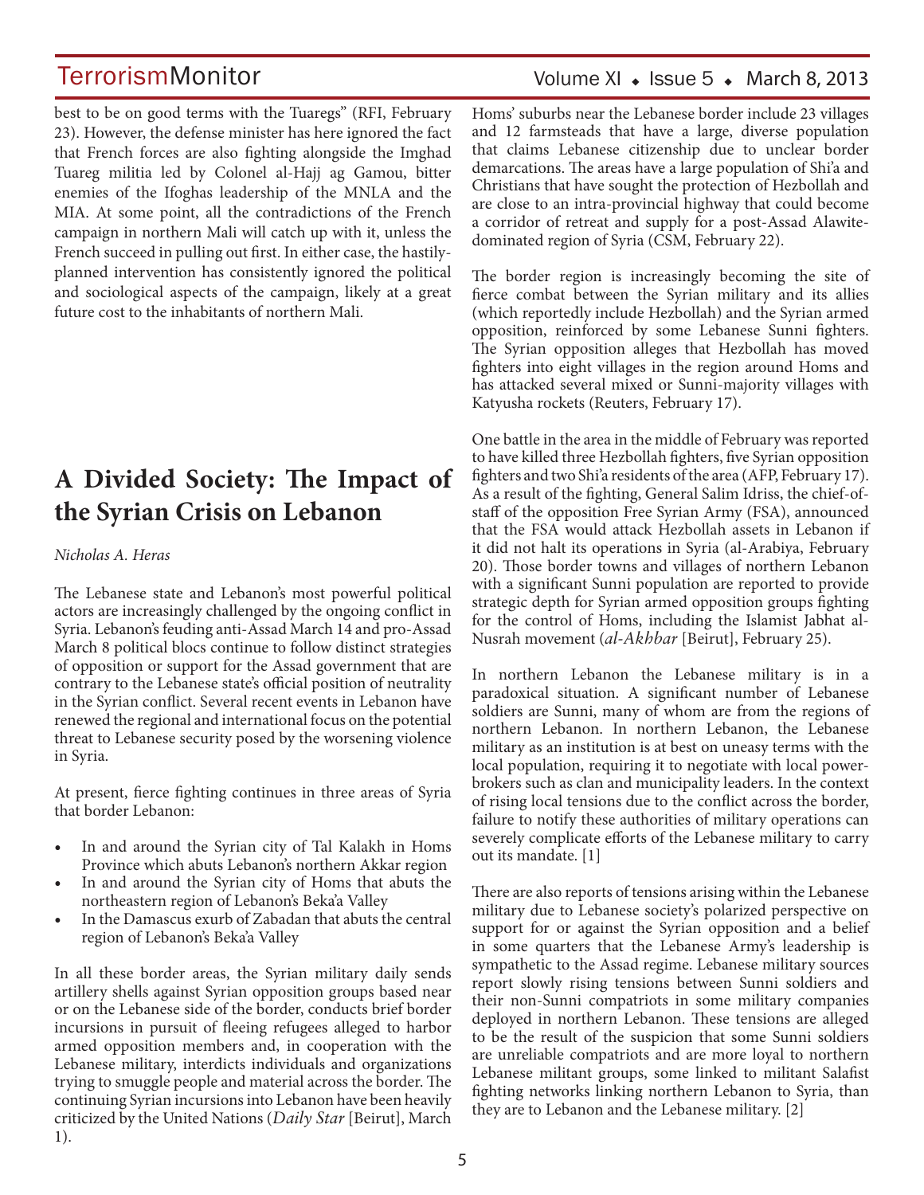best to be on good terms with the Tuaregs" (RFI, February 23). However, the defense minister has here ignored the fact that French forces are also fighting alongside the Imghad Tuareg militia led by Colonel al-Hajj ag Gamou, bitter enemies of the Ifoghas leadership of the MNLA and the MIA. At some point, all the contradictions of the French campaign in northern Mali will catch up with it, unless the French succeed in pulling out first. In either case, the hastily-planned intervention has consistently ignored the political and sociological aspects of the campaign, likely at a great future cost to the inhabitants of northern Mali.

# A Divided Society: The Impact of the Syrian Crisis on Lebanon

*Nicholas A. Heras*

The Lebanese state and Lebanon's most powerful political actors are increasingly challenged by the ongoing conflict in Syria. Lebanon's feuding anti-Assad March 14 and pro-Assad March 8 political blocs continue to follow distinct strategies of opposition or support for the Assad government that are contrary to the Lebanese state's official position of neutrality in the Syrian conflict. Several recent events in Lebanon have renewed the regional and international focus on the potential threat to Lebanese security posed by the worsening violence in Syria.

At present, fierce fighting continues in three areas of Syria that border Lebanon:

- In and around the Syrian city of Tal Kalakh in Homs Province which abuts Lebanon's northern Akkar region
- In and around the Syrian city of Homs that abuts the northeastern region of Lebanon's Beka'a Valley
- In the Damascus exurb of Zabadan that abuts the central region of Lebanon's Beka'a Valley

In all these border areas, the Syrian military daily sends artillery shells against Syrian opposition groups based near or on the Lebanese side of the border, conducts brief border incursions in pursuit of fleeing refugees alleged to harbor armed opposition members and, in cooperation with the Lebanese military, interdicts individuals and organizations trying to smuggle people and material across the border. The continuing Syrian incursions into Lebanon have been heavily criticized by the United Nations (*Daily Star* [Beirut], March 1).

Homs' suburbs near the Lebanese border include 23 villages and 12 farmsteads that have a large, diverse population that claims Lebanese citizenship due to unclear border demarcations. The areas have a large population of Shi'a and Christians that have sought the protection of Hezbollah and are close to an intra-provincial highway that could become a corridor of retreat and supply for a post-Assad Alawite-dominated region of Syria (CSM, February 22).

The border region is increasingly becoming the site of fierce combat between the Syrian military and its allies (which reportedly include Hezbollah) and the Syrian armed opposition, reinforced by some Lebanese Sunni fighters. The Syrian opposition alleges that Hezbollah has moved fighters into eight villages in the region around Homs and has attacked several mixed or Sunni-majority villages with Katyusha rockets (Reuters, February 17).

One battle in the area in the middle of February was reported to have killed three Hezbollah fighters, five Syrian opposition fighters and two Shi'a residents of the area (AFP, February 17). As a result of the fighting, General Salim Idriss, the chief-of-staff of the opposition Free Syrian Army (FSA), announced that the FSA would attack Hezbollah assets in Lebanon if it did not halt its operations in Syria (al-Arabiya, February 20). Those border towns and villages of northern Lebanon with a significant Sunni population are reported to provide strategic depth for Syrian armed opposition groups fighting for the control of Homs, including the Islamist Jabhat al-Nusrah movement (*al-Akhbar* [Beirut], February 25).

In northern Lebanon the Lebanese military is in a paradoxical situation. A significant number of Lebanese soldiers are Sunni, many of whom are from the regions of northern Lebanon. In northern Lebanon, the Lebanese military as an institution is at best on uneasy terms with the local population, requiring it to negotiate with local power-brokers such as clan and municipality leaders. In the context of rising local tensions due to the conflict across the border, failure to notify these authorities of military operations can severely complicate efforts of the Lebanese military to carry out its mandate. [1]

There are also reports of tensions arising within the Lebanese military due to Lebanese society's polarized perspective on support for or against the Syrian opposition and a belief in some quarters that the Lebanese Army's leadership is sympathetic to the Assad regime. Lebanese military sources report slowly rising tensions between Sunni soldiers and their non-Sunni compatriots in some military companies deployed in northern Lebanon. These tensions are alleged to be the result of the suspicion that some Sunni soldiers are unreliable compatriots and are more loyal to northern Lebanese militant groups, some linked to militant Salafist fighting networks linking northern Lebanon to Syria, than they are to Lebanon and the Lebanese military. [2]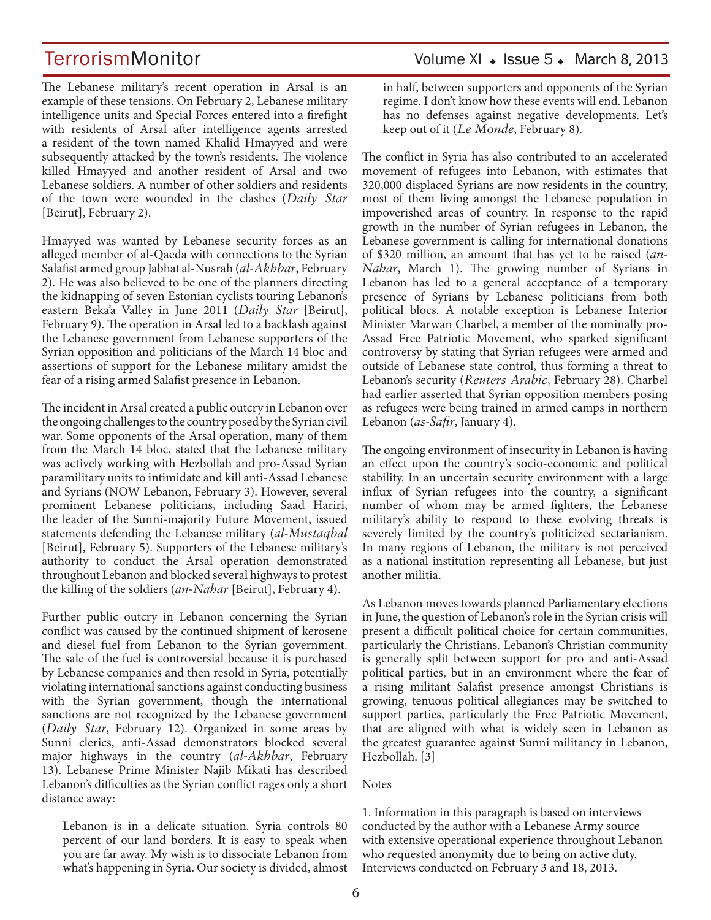The Lebanese military's recent operation in Arsal is an example of these tensions. On February 2, Lebanese military intelligence units and Special Forces entered into a firefight with residents of Arsal after intelligence agents arrested a resident of the town named Khalid Hmayyed and were subsequently attacked by the town's residents. The violence killed Hmayyed and another resident of Arsal and two Lebanese soldiers. A number of other soldiers and residents of the town were wounded in the clashes (*Daily Star* [Beirut], February 2).

Hmayyed was wanted by Lebanese security forces as an alleged member of al-Qaeda with connections to the Syrian Salafist armed group Jabhat al-Nusrah (*al-Akhbar*, February 2). He was also believed to be one of the planners directing the kidnapping of seven Estonian cyclists touring Lebanon's eastern Beka'a Valley in June 2011 (*Daily Star* [Beirut], February 9). The operation in Arsal led to a backlash against the Lebanese government from Lebanese supporters of the Syrian opposition and politicians of the March 14 bloc and assertions of support for the Lebanese military amidst the fear of a rising armed Salafist presence in Lebanon.

The incident in Arsal created a public outcry in Lebanon over the ongoing challenges to the country posed by the Syrian civil war. Some opponents of the Arsal operation, many of them from the March 14 bloc, stated that the Lebanese military was actively working with Hezbollah and pro-Assad Syrian paramilitary units to intimidate and kill anti-Assad Lebanese and Syrians (NOW Lebanon, February 3). However, several prominent Lebanese politicians, including Saad Hariri, the leader of the Sunni-majority Future Movement, issued statements defending the Lebanese military (*al-Mustaqbal* [Beirut], February 5). Supporters of the Lebanese military's authority to conduct the Arsal operation demonstrated throughout Lebanon and blocked several highways to protest the killing of the soldiers (*an-Nahar* [Beirut], February 4).

Further public outcry in Lebanon concerning the Syrian conflict was caused by the continued shipment of kerosene and diesel fuel from Lebanon to the Syrian government. The sale of the fuel is controversial because it is purchased by Lebanese companies and then resold in Syria, potentially violating international sanctions against conducting business with the Syrian government, though the international sanctions are not recognized by the Lebanese government (*Daily Star*, February 12). Organized in some areas by Sunni clerics, anti-Assad demonstrators blocked several major highways in the country (*al-Akhbar*, February 13). Lebanese Prime Minister Najib Mikati has described Lebanon's difficulties as the Syrian conflict rages only a short distance away:

> Lebanon is in a delicate situation. Syria controls 80 percent of our land borders. It is easy to speak when you are far away. My wish is to dissociate Lebanon from what's happening in Syria. Our society is divided, almost in half, between supporters and opponents of the Syrian regime. I don't know how these events will end. Lebanon has no defenses against negative developments. Let's keep out of it (*Le Monde*, February 8).

The conflict in Syria has also contributed to an accelerated movement of refugees into Lebanon, with estimates that 320,000 displaced Syrians are now residents in the country, most of them living amongst the Lebanese population in impoverished areas of country. In response to the rapid growth in the number of Syrian refugees in Lebanon, the Lebanese government is calling for international donations of $320 million, an amount that has yet to be raised (*an-Nahar*, March 1). The growing number of Syrians in Lebanon has led to a general acceptance of a temporary presence of Syrians by Lebanese politicians from both political blocs. A notable exception is Lebanese Interior Minister Marwan Charbel, a member of the nominally pro-Assad Free Patriotic Movement, who sparked significant controversy by stating that Syrian refugees were armed and outside of Lebanese state control, thus forming a threat to Lebanon's security (*Reuters Arabic*, February 28). Charbel had earlier asserted that Syrian opposition members posing as refugees were being trained in armed camps in northern Lebanon (*as-Safir*, January 4).

The ongoing environment of insecurity in Lebanon is having an effect upon the country's socio-economic and political stability. In an uncertain security environment with a large influx of Syrian refugees into the country, a significant number of whom may be armed fighters, the Lebanese military's ability to respond to these evolving threats is severely limited by the country's politicized sectarianism. In many regions of Lebanon, the military is not perceived as a national institution representing all Lebanese, but just another militia.

As Lebanon moves towards planned Parliamentary elections in June, the question of Lebanon's role in the Syrian crisis will present a difficult political choice for certain communities, particularly the Christians. Lebanon's Christian community is generally split between support for pro and anti-Assad political parties, but in an environment where the fear of a rising militant Salafist presence amongst Christians is growing, tenuous political allegiances may be switched to support parties, particularly the Free Patriotic Movement, that are aligned with what is widely seen in Lebanon as the greatest guarantee against Sunni militancy in Lebanon, Hezbollah. [3]

Notes

1. Information in this paragraph is based on interviews conducted by the author with a Lebanese Army source with extensive operational experience throughout Lebanon who requested anonymity due to being on active duty. Interviews conducted on February 3 and 18, 2013.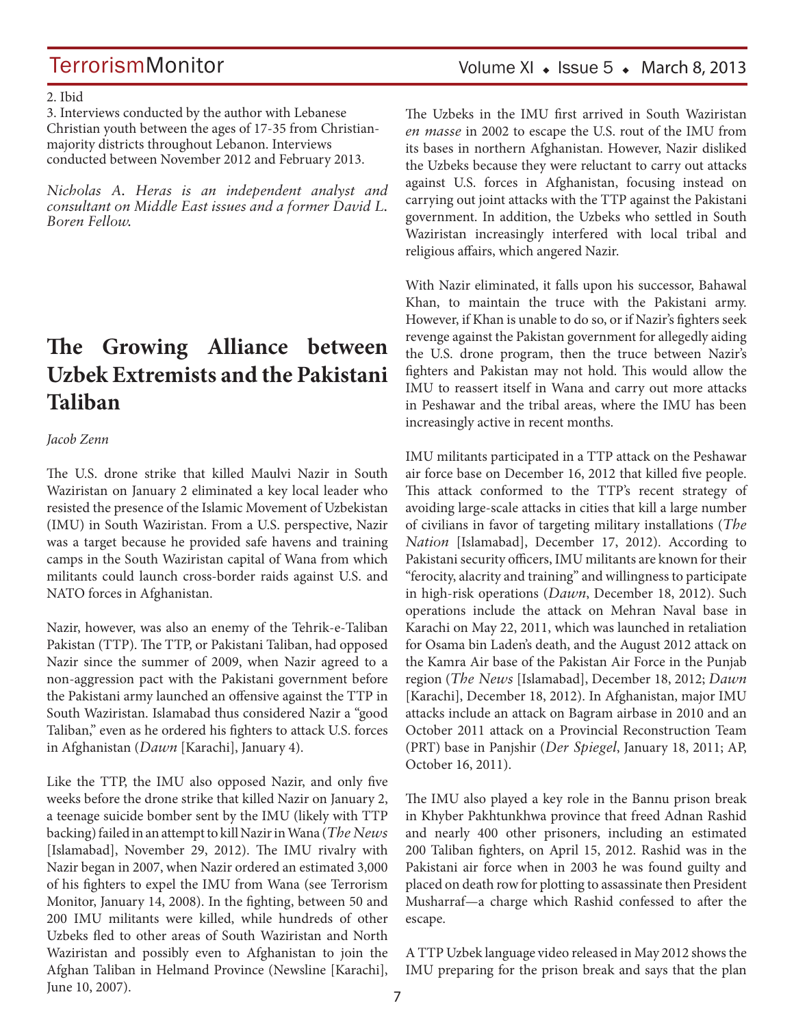2. Ibid

3. Interviews conducted by the author with Lebanese Christian youth between the ages of 17-35 from Christian-majority districts throughout Lebanon. Interviews conducted between November 2012 and February 2013.

*Nicholas A. Heras is an independent analyst and consultant on Middle East issues and a former David L. Boren Fellow.*

# The Growing Alliance between Uzbek Extremists and the Pakistani Taliban

*Jacob Zenn*

The U.S. drone strike that killed Maulvi Nazir in South Waziristan on January 2 eliminated a key local leader who resisted the presence of the Islamic Movement of Uzbekistan (IMU) in South Waziristan. From a U.S. perspective, Nazir was a target because he provided safe havens and training camps in the South Waziristan capital of Wana from which militants could launch cross-border raids against U.S. and NATO forces in Afghanistan.

Nazir, however, was also an enemy of the Tehrik-e-Taliban Pakistan (TTP). The TTP, or Pakistani Taliban, had opposed Nazir since the summer of 2009, when Nazir agreed to a non-aggression pact with the Pakistani government before the Pakistani army launched an offensive against the TTP in South Waziristan. Islamabad thus considered Nazir a "good Taliban," even as he ordered his fighters to attack U.S. forces in Afghanistan (*Dawn* [Karachi], January 4).

Like the TTP, the IMU also opposed Nazir, and only five weeks before the drone strike that killed Nazir on January 2, a teenage suicide bomber sent by the IMU (likely with TTP backing) failed in an attempt to kill Nazir in Wana (*The News* [Islamabad], November 29, 2012). The IMU rivalry with Nazir began in 2007, when Nazir ordered an estimated 3,000 of his fighters to expel the IMU from Wana (see Terrorism Monitor, January 14, 2008). In the fighting, between 50 and 200 IMU militants were killed, while hundreds of other Uzbeks fled to other areas of South Waziristan and North Waziristan and possibly even to Afghanistan to join the Afghan Taliban in Helmand Province (Newsline [Karachi], June 10, 2007).

The Uzbeks in the IMU first arrived in South Waziristan *en masse* in 2002 to escape the U.S. rout of the IMU from its bases in northern Afghanistan. However, Nazir disliked the Uzbeks because they were reluctant to carry out attacks against U.S. forces in Afghanistan, focusing instead on carrying out joint attacks with the TTP against the Pakistani government. In addition, the Uzbeks who settled in South Waziristan increasingly interfered with local tribal and religious affairs, which angered Nazir.

With Nazir eliminated, it falls upon his successor, Bahawal Khan, to maintain the truce with the Pakistani army. However, if Khan is unable to do so, or if Nazir's fighters seek revenge against the Pakistan government for allegedly aiding the U.S. drone program, then the truce between Nazir's fighters and Pakistan may not hold. This would allow the IMU to reassert itself in Wana and carry out more attacks in Peshawar and the tribal areas, where the IMU has been increasingly active in recent months.

IMU militants participated in a TTP attack on the Peshawar air force base on December 16, 2012 that killed five people. This attack conformed to the TTP's recent strategy of avoiding large-scale attacks in cities that kill a large number of civilians in favor of targeting military installations (*The Nation* [Islamabad], December 17, 2012). According to Pakistani security officers, IMU militants are known for their "ferocity, alacrity and training" and willingness to participate in high-risk operations (*Dawn*, December 18, 2012). Such operations include the attack on Mehran Naval base in Karachi on May 22, 2011, which was launched in retaliation for Osama bin Laden's death, and the August 2012 attack on the Kamra Air base of the Pakistan Air Force in the Punjab region (*The News* [Islamabad], December 18, 2012; *Dawn* [Karachi], December 18, 2012). In Afghanistan, major IMU attacks include an attack on Bagram airbase in 2010 and an October 2011 attack on a Provincial Reconstruction Team (PRT) base in Panjshir (*Der Spiegel*, January 18, 2011; AP, October 16, 2011).

The IMU also played a key role in the Bannu prison break in Khyber Pakhtunkhwa province that freed Adnan Rashid and nearly 400 other prisoners, including an estimated 200 Taliban fighters, on April 15, 2012. Rashid was in the Pakistani air force when in 2003 he was found guilty and placed on death row for plotting to assassinate then President Musharraf—a charge which Rashid confessed to after the escape.

A TTP Uzbek language video released in May 2012 shows the IMU preparing for the prison break and says that the plan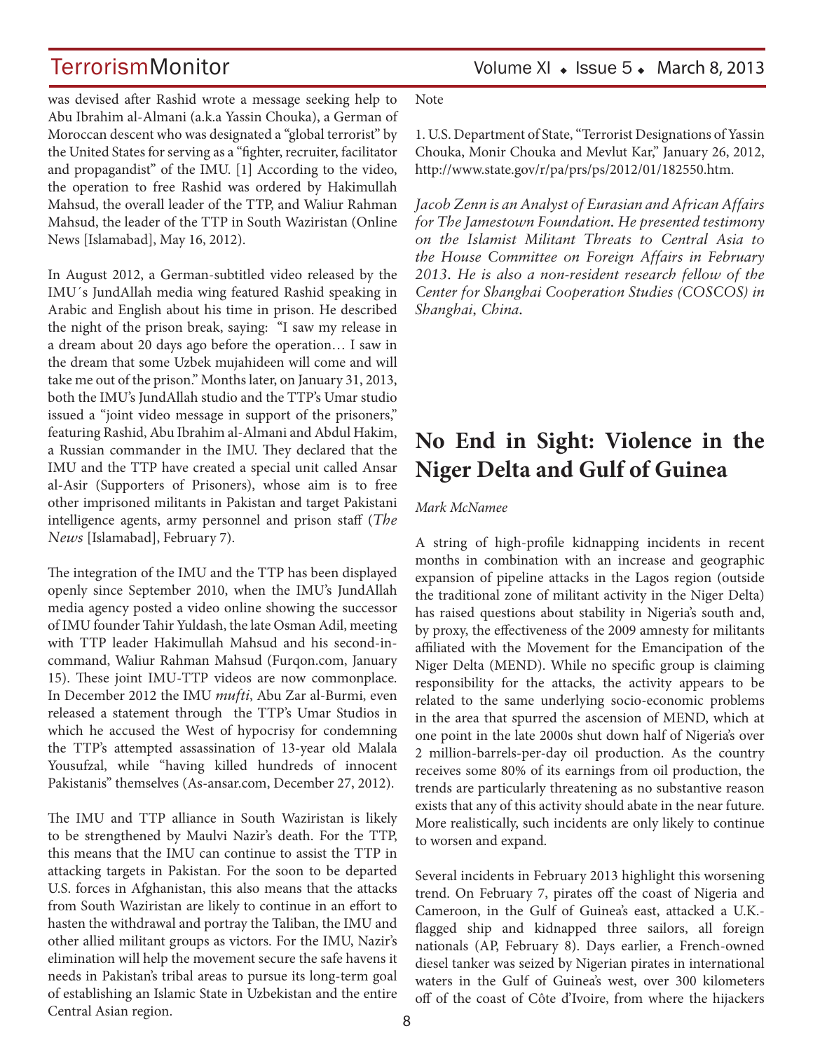was devised after Rashid wrote a message seeking help to Abu Ibrahim al-Almani (a.k.a Yassin Chouka), a German of Moroccan descent who was designated a "global terrorist" by the United States for serving as a "fighter, recruiter, facilitator and propagandist" of the IMU. [1] According to the video, the operation to free Rashid was ordered by Hakimullah Mahsud, the overall leader of the TTP, and Waliur Rahman Mahsud, the leader of the TTP in South Waziristan (Online News [Islamabad], May 16, 2012).

In August 2012, a German-subtitled video released by the IMU´s JundAllah media wing featured Rashid speaking in Arabic and English about his time in prison. He described the night of the prison break, saying: "I saw my release in a dream about 20 days ago before the operation… I saw in the dream that some Uzbek mujahideen will come and will take me out of the prison." Months later, on January 31, 2013, both the IMU's JundAllah studio and the TTP's Umar studio issued a "joint video message in support of the prisoners," featuring Rashid, Abu Ibrahim al-Almani and Abdul Hakim, a Russian commander in the IMU. They declared that the IMU and the TTP have created a special unit called Ansar al-Asir (Supporters of Prisoners), whose aim is to free other imprisoned militants in Pakistan and target Pakistani intelligence agents, army personnel and prison staff (*The News* [Islamabad], February 7).

The integration of the IMU and the TTP has been displayed openly since September 2010, when the IMU's JundAllah media agency posted a video online showing the successor of IMU founder Tahir Yuldash, the late Osman Adil, meeting with TTP leader Hakimullah Mahsud and his second-in-command, Waliur Rahman Mahsud (Furqon.com, January 15). These joint IMU-TTP videos are now commonplace. In December 2012 the IMU *mufti*, Abu Zar al-Burmi, even released a statement through the TTP's Umar Studios in which he accused the West of hypocrisy for condemning the TTP's attempted assassination of 13-year old Malala Yousufzal, while "having killed hundreds of innocent Pakistanis" themselves (As-ansar.com, December 27, 2012).

The IMU and TTP alliance in South Waziristan is likely to be strengthened by Maulvi Nazir's death. For the TTP, this means that the IMU can continue to assist the TTP in attacking targets in Pakistan. For the soon to be departed U.S. forces in Afghanistan, this also means that the attacks from South Waziristan are likely to continue in an effort to hasten the withdrawal and portray the Taliban, the IMU and other allied militant groups as victors. For the IMU, Nazir's elimination will help the movement secure the safe havens it needs in Pakistan's tribal areas to pursue its long-term goal of establishing an Islamic State in Uzbekistan and the entire Central Asian region.

Note

1. U.S. Department of State, "Terrorist Designations of Yassin Chouka, Monir Chouka and Mevlut Kar," January 26, 2012, http://www.state.gov/r/pa/prs/ps/2012/01/182550.htm.

*Jacob Zenn is an Analyst of Eurasian and African Affairs for The Jamestown Foundation. He presented testimony on the Islamist Militant Threats to Central Asia to the House Committee on Foreign Affairs in February 2013. He is also a non-resident research fellow of the Center for Shanghai Cooperation Studies (COSCOS) in Shanghai, China.*

# No End in Sight: Violence in the Niger Delta and Gulf of Guinea

*Mark McNamee*

A string of high-profile kidnapping incidents in recent months in combination with an increase and geographic expansion of pipeline attacks in the Lagos region (outside the traditional zone of militant activity in the Niger Delta) has raised questions about stability in Nigeria's south and, by proxy, the effectiveness of the 2009 amnesty for militants affiliated with the Movement for the Emancipation of the Niger Delta (MEND). While no specific group is claiming responsibility for the attacks, the activity appears to be related to the same underlying socio-economic problems in the area that spurred the ascension of MEND, which at one point in the late 2000s shut down half of Nigeria's over 2 million-barrels-per-day oil production. As the country receives some 80% of its earnings from oil production, the trends are particularly threatening as no substantive reason exists that any of this activity should abate in the near future. More realistically, such incidents are only likely to continue to worsen and expand.

Several incidents in February 2013 highlight this worsening trend. On February 7, pirates off the coast of Nigeria and Cameroon, in the Gulf of Guinea's east, attacked a U.K.-flagged ship and kidnapped three sailors, all foreign nationals (AP, February 8). Days earlier, a French-owned diesel tanker was seized by Nigerian pirates in international waters in the Gulf of Guinea's west, over 300 kilometers off of the coast of Côte d'Ivoire, from where the hijackers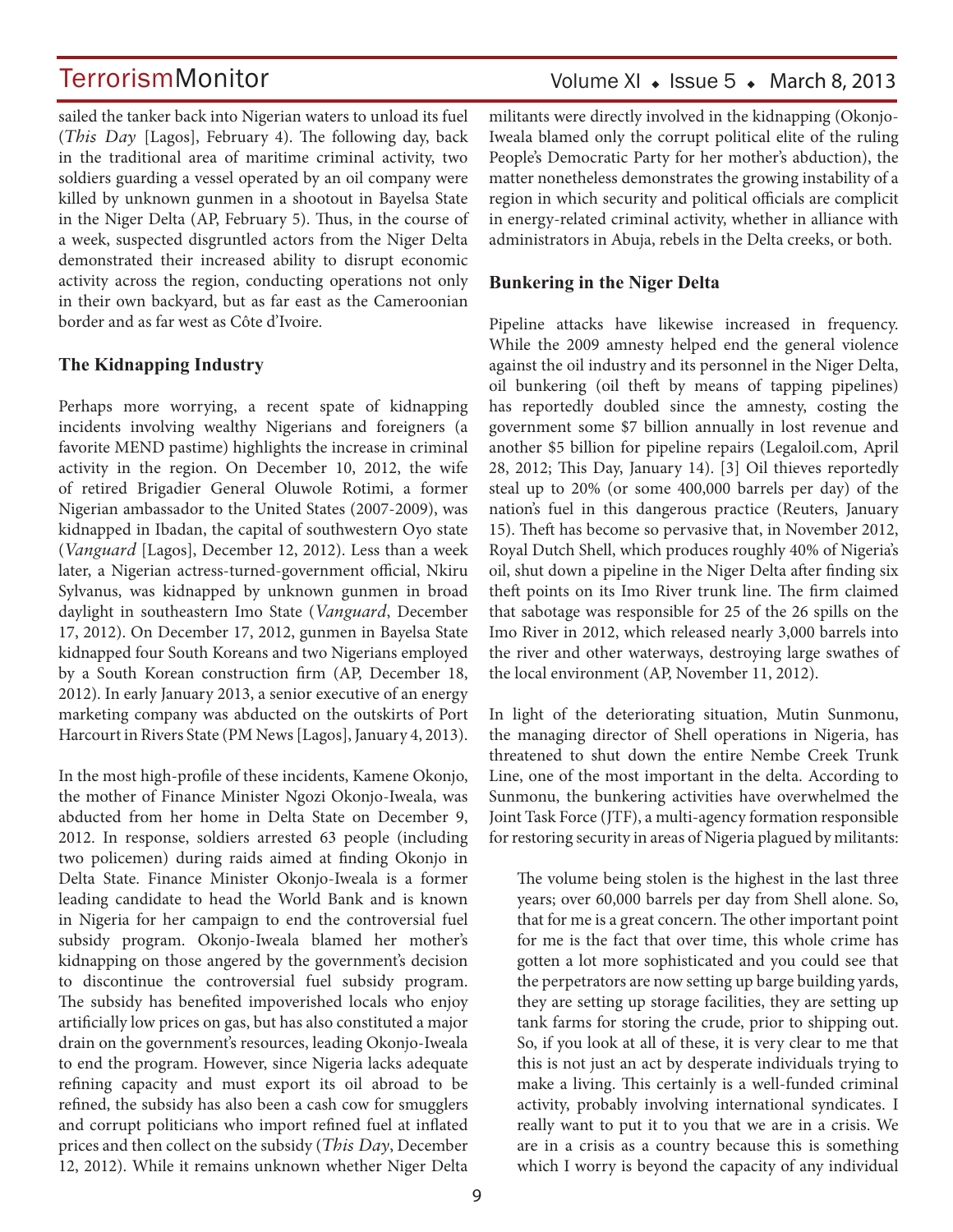sailed the tanker back into Nigerian waters to unload its fuel (*This Day* [Lagos], February 4). The following day, back in the traditional area of maritime criminal activity, two soldiers guarding a vessel operated by an oil company were killed by unknown gunmen in a shootout in Bayelsa State in the Niger Delta (AP, February 5). Thus, in the course of a week, suspected disgruntled actors from the Niger Delta demonstrated their increased ability to disrupt economic activity across the region, conducting operations not only in their own backyard, but as far east as the Cameroonian border and as far west as Côte d'Ivoire.

### The Kidnapping Industry

Perhaps more worrying, a recent spate of kidnapping incidents involving wealthy Nigerians and foreigners (a favorite MEND pastime) highlights the increase in criminal activity in the region. On December 10, 2012, the wife of retired Brigadier General Oluwole Rotimi, a former Nigerian ambassador to the United States (2007-2009), was kidnapped in Ibadan, the capital of southwestern Oyo state (*Vanguard* [Lagos], December 12, 2012). Less than a week later, a Nigerian actress-turned-government official, Nkiru Sylvanus, was kidnapped by unknown gunmen in broad daylight in southeastern Imo State (*Vanguard*, December 17, 2012). On December 17, 2012, gunmen in Bayelsa State kidnapped four South Koreans and two Nigerians employed by a South Korean construction firm (AP, December 18, 2012). In early January 2013, a senior executive of an energy marketing company was abducted on the outskirts of Port Harcourt in Rivers State (PM News [Lagos], January 4, 2013).

In the most high-profile of these incidents, Kamene Okonjo, the mother of Finance Minister Ngozi Okonjo-Iweala, was abducted from her home in Delta State on December 9, 2012. In response, soldiers arrested 63 people (including two policemen) during raids aimed at finding Okonjo in Delta State. Finance Minister Okonjo-Iweala is a former leading candidate to head the World Bank and is known in Nigeria for her campaign to end the controversial fuel subsidy program. Okonjo-Iweala blamed her mother's kidnapping on those angered by the government's decision to discontinue the controversial fuel subsidy program. The subsidy has benefited impoverished locals who enjoy artificially low prices on gas, but has also constituted a major drain on the government's resources, leading Okonjo-Iweala to end the program. However, since Nigeria lacks adequate refining capacity and must export its oil abroad to be refined, the subsidy has also been a cash cow for smugglers and corrupt politicians who import refined fuel at inflated prices and then collect on the subsidy (*This Day*, December 12, 2012). While it remains unknown whether Niger Delta militants were directly involved in the kidnapping (Okonjo-Iweala blamed only the corrupt political elite of the ruling People's Democratic Party for her mother's abduction), the matter nonetheless demonstrates the growing instability of a region in which security and political officials are complicit in energy-related criminal activity, whether in alliance with administrators in Abuja, rebels in the Delta creeks, or both.

### Bunkering in the Niger Delta

Pipeline attacks have likewise increased in frequency. While the 2009 amnesty helped end the general violence against the oil industry and its personnel in the Niger Delta, oil bunkering (oil theft by means of tapping pipelines) has reportedly doubled since the amnesty, costing the government some $7 billion annually in lost revenue and another $5 billion for pipeline repairs (Legaloil.com, April 28, 2012; This Day, January 14). [3] Oil thieves reportedly steal up to 20% (or some 400,000 barrels per day) of the nation's fuel in this dangerous practice (Reuters, January 15). Theft has become so pervasive that, in November 2012, Royal Dutch Shell, which produces roughly 40% of Nigeria's oil, shut down a pipeline in the Niger Delta after finding six theft points on its Imo River trunk line. The firm claimed that sabotage was responsible for 25 of the 26 spills on the Imo River in 2012, which released nearly 3,000 barrels into the river and other waterways, destroying large swathes of the local environment (AP, November 11, 2012).

In light of the deteriorating situation, Mutin Sunmonu, the managing director of Shell operations in Nigeria, has threatened to shut down the entire Nembe Creek Trunk Line, one of the most important in the delta. According to Sunmonu, the bunkering activities have overwhelmed the Joint Task Force (JTF), a multi-agency formation responsible for restoring security in areas of Nigeria plagued by militants:

> The volume being stolen is the highest in the last three years; over 60,000 barrels per day from Shell alone. So, that for me is a great concern. The other important point for me is the fact that over time, this whole crime has gotten a lot more sophisticated and you could see that the perpetrators are now setting up barge building yards, they are setting up storage facilities, they are setting up tank farms for storing the crude, prior to shipping out. So, if you look at all of these, it is very clear to me that this is not just an act by desperate individuals trying to make a living. This certainly is a well-funded criminal activity, probably involving international syndicates. I really want to put it to you that we are in a crisis. We are in a crisis as a country because this is something which I worry is beyond the capacity of any individual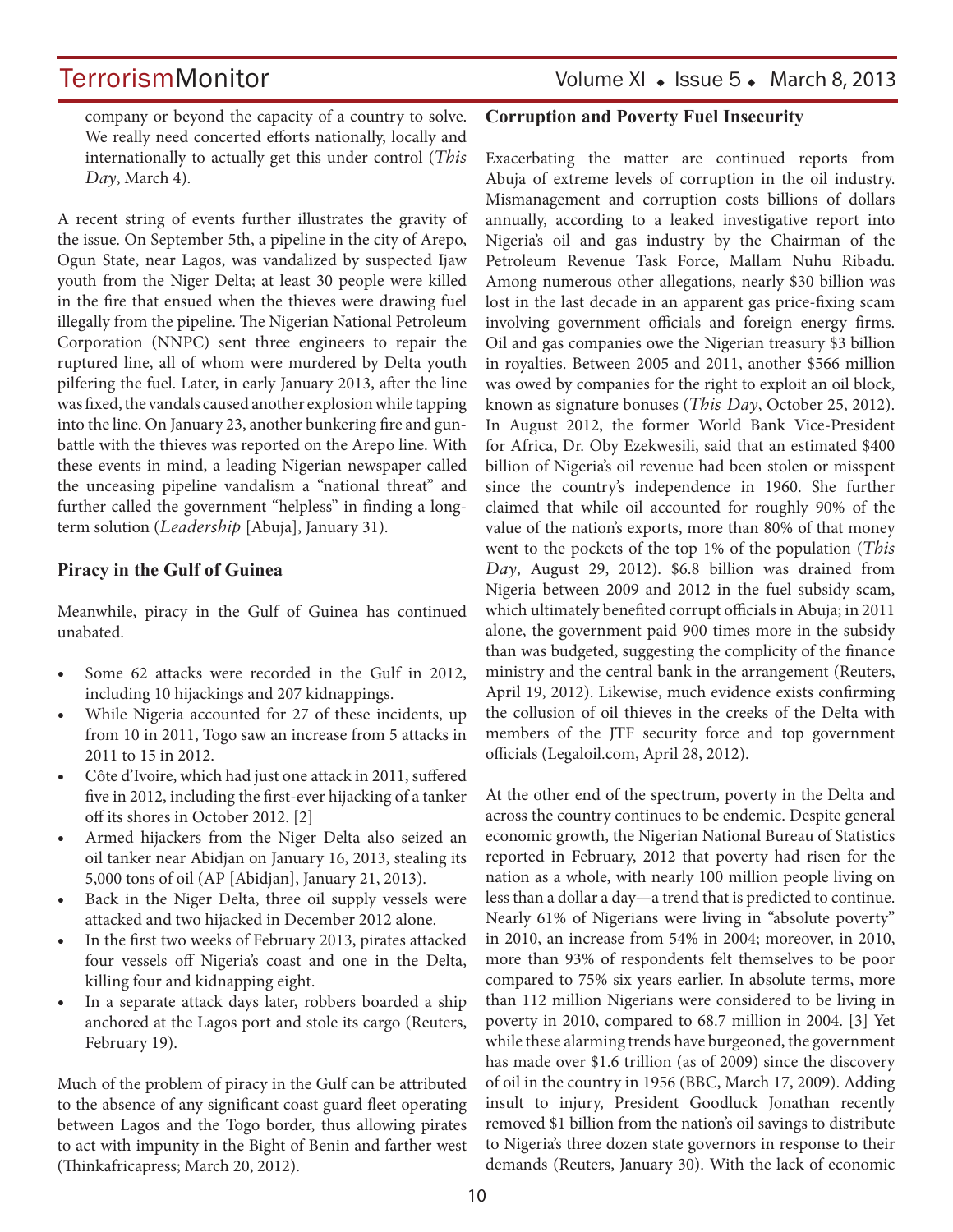company or beyond the capacity of a country to solve. We really need concerted efforts nationally, locally and internationally to actually get this under control (*This Day*, March 4).

A recent string of events further illustrates the gravity of the issue. On September 5th, a pipeline in the city of Arepo, Ogun State, near Lagos, was vandalized by suspected Ijaw youth from the Niger Delta; at least 30 people were killed in the fire that ensued when the thieves were drawing fuel illegally from the pipeline. The Nigerian National Petroleum Corporation (NNPC) sent three engineers to repair the ruptured line, all of whom were murdered by Delta youth pilfering the fuel. Later, in early January 2013, after the line was fixed, the vandals caused another explosion while tapping into the line. On January 23, another bunkering fire and gun-battle with the thieves was reported on the Arepo line. With these events in mind, a leading Nigerian newspaper called the unceasing pipeline vandalism a "national threat" and further called the government "helpless" in finding a long-term solution (*Leadership* [Abuja], January 31).

## Piracy in the Gulf of Guinea

Meanwhile, piracy in the Gulf of Guinea has continued unabated.

- Some 62 attacks were recorded in the Gulf in 2012, including 10 hijackings and 207 kidnappings.
- While Nigeria accounted for 27 of these incidents, up from 10 in 2011, Togo saw an increase from 5 attacks in 2011 to 15 in 2012.
- Côte d'Ivoire, which had just one attack in 2011, suffered five in 2012, including the first-ever hijacking of a tanker off its shores in October 2012. [2]
- Armed hijackers from the Niger Delta also seized an oil tanker near Abidjan on January 16, 2013, stealing its 5,000 tons of oil (AP [Abidjan], January 21, 2013).
- Back in the Niger Delta, three oil supply vessels were attacked and two hijacked in December 2012 alone.
- In the first two weeks of February 2013, pirates attacked four vessels off Nigeria's coast and one in the Delta, killing four and kidnapping eight.
- In a separate attack days later, robbers boarded a ship anchored at the Lagos port and stole its cargo (Reuters, February 19).

Much of the problem of piracy in the Gulf can be attributed to the absence of any significant coast guard fleet operating between Lagos and the Togo border, thus allowing pirates to act with impunity in the Bight of Benin and farther west (Thinkafricapress; March 20, 2012).

## Corruption and Poverty Fuel Insecurity

Exacerbating the matter are continued reports from Abuja of extreme levels of corruption in the oil industry. Mismanagement and corruption costs billions of dollars annually, according to a leaked investigative report into Nigeria's oil and gas industry by the Chairman of the Petroleum Revenue Task Force, Mallam Nuhu Ribadu. Among numerous other allegations, nearly $30 billion was lost in the last decade in an apparent gas price-fixing scam involving government officials and foreign energy firms. Oil and gas companies owe the Nigerian treasury $3 billion in royalties. Between 2005 and 2011, another $566 million was owed by companies for the right to exploit an oil block, known as signature bonuses (*This Day*, October 25, 2012). In August 2012, the former World Bank Vice-President for Africa, Dr. Oby Ezekwesili, said that an estimated $400 billion of Nigeria's oil revenue had been stolen or misspent since the country's independence in 1960. She further claimed that while oil accounted for roughly 90% of the value of the nation's exports, more than 80% of that money went to the pockets of the top 1% of the population (*This Day*, August 29, 2012). $6.8 billion was drained from Nigeria between 2009 and 2012 in the fuel subsidy scam, which ultimately benefited corrupt officials in Abuja; in 2011 alone, the government paid 900 times more in the subsidy than was budgeted, suggesting the complicity of the finance ministry and the central bank in the arrangement (Reuters, April 19, 2012). Likewise, much evidence exists confirming the collusion of oil thieves in the creeks of the Delta with members of the JTF security force and top government officials (Legaloil.com, April 28, 2012).

At the other end of the spectrum, poverty in the Delta and across the country continues to be endemic. Despite general economic growth, the Nigerian National Bureau of Statistics reported in February, 2012 that poverty had risen for the nation as a whole, with nearly 100 million people living on less than a dollar a day—a trend that is predicted to continue. Nearly 61% of Nigerians were living in "absolute poverty" in 2010, an increase from 54% in 2004; moreover, in 2010, more than 93% of respondents felt themselves to be poor compared to 75% six years earlier. In absolute terms, more than 112 million Nigerians were considered to be living in poverty in 2010, compared to 68.7 million in 2004. [3] Yet while these alarming trends have burgeoned, the government has made over $1.6 trillion (as of 2009) since the discovery of oil in the country in 1956 (BBC, March 17, 2009). Adding insult to injury, President Goodluck Jonathan recently removed $1 billion from the nation's oil savings to distribute to Nigeria's three dozen state governors in response to their demands (Reuters, January 30). With the lack of economic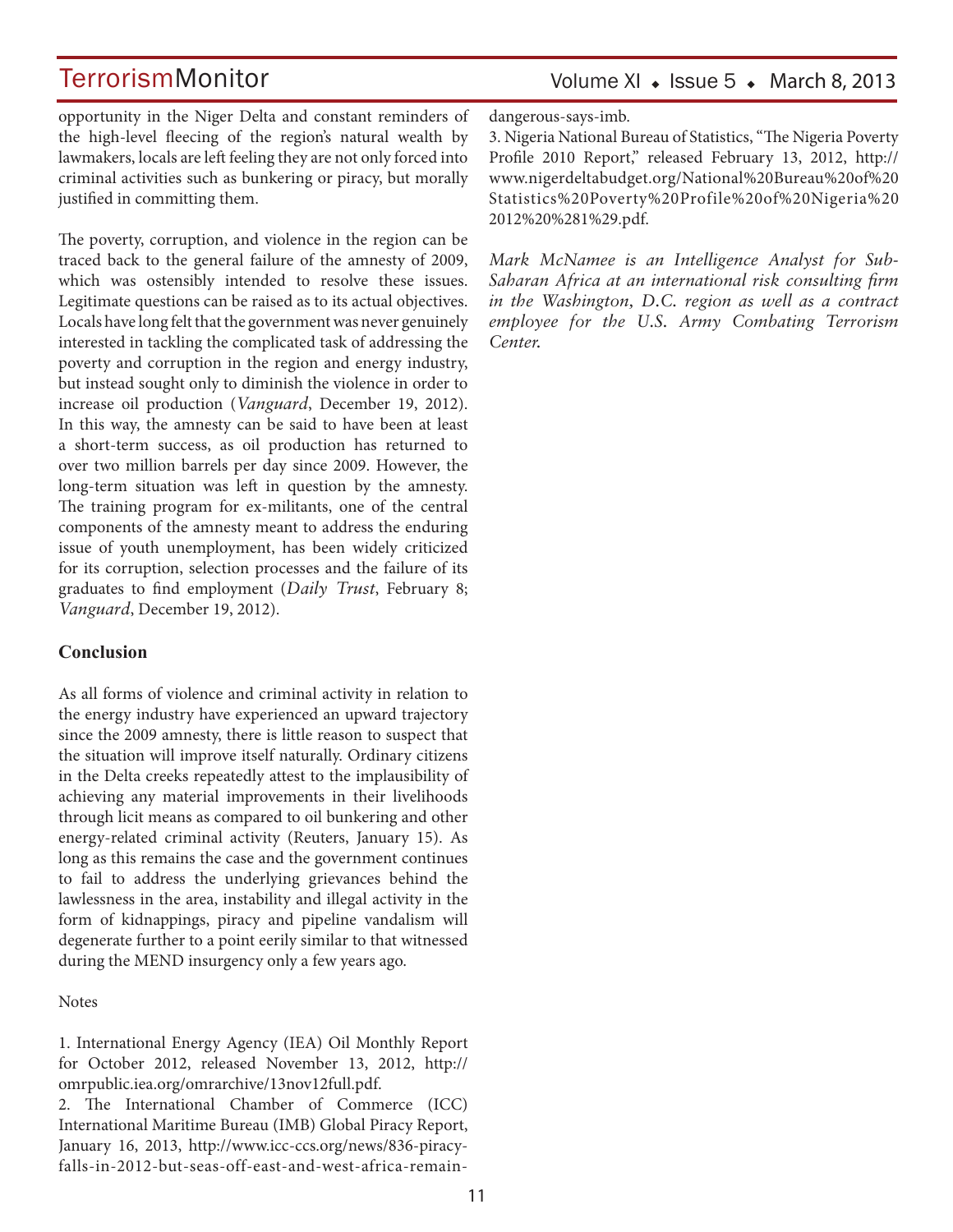opportunity in the Niger Delta and constant reminders of the high-level fleecing of the region's natural wealth by lawmakers, locals are left feeling they are not only forced into criminal activities such as bunkering or piracy, but morally justified in committing them.

The poverty, corruption, and violence in the region can be traced back to the general failure of the amnesty of 2009, which was ostensibly intended to resolve these issues. Legitimate questions can be raised as to its actual objectives. Locals have long felt that the government was never genuinely interested in tackling the complicated task of addressing the poverty and corruption in the region and energy industry, but instead sought only to diminish the violence in order to increase oil production (*Vanguard*, December 19, 2012). In this way, the amnesty can be said to have been at least a short-term success, as oil production has returned to over two million barrels per day since 2009. However, the long-term situation was left in question by the amnesty. The training program for ex-militants, one of the central components of the amnesty meant to address the enduring issue of youth unemployment, has been widely criticized for its corruption, selection processes and the failure of its graduates to find employment (*Daily Trust*, February 8; *Vanguard*, December 19, 2012).

## Conclusion

As all forms of violence and criminal activity in relation to the energy industry have experienced an upward trajectory since the 2009 amnesty, there is little reason to suspect that the situation will improve itself naturally. Ordinary citizens in the Delta creeks repeatedly attest to the implausibility of achieving any material improvements in their livelihoods through licit means as compared to oil bunkering and other energy-related criminal activity (Reuters, January 15). As long as this remains the case and the government continues to fail to address the underlying grievances behind the lawlessness in the area, instability and illegal activity in the form of kidnappings, piracy and pipeline vandalism will degenerate further to a point eerily similar to that witnessed during the MEND insurgency only a few years ago.

Notes

1. International Energy Agency (IEA) Oil Monthly Report for October 2012, released November 13, 2012, http://omrpublic.iea.org/omrarchive/13nov12full.pdf.
2. The International Chamber of Commerce (ICC) International Maritime Bureau (IMB) Global Piracy Report, January 16, 2013, http://www.icc-ccs.org/news/836-piracy-falls-in-2012-but-seas-off-east-and-west-africa-remain-dangerous-says-imb.
3. Nigeria National Bureau of Statistics, "The Nigeria Poverty Profile 2010 Report," released February 13, 2012, http://www.nigerdeltabudget.org/National%20Bureau%20of%20Statistics%20Poverty%20Profile%20of%20Nigeria%202012%20%281%29.pdf.

*Mark McNamee is an Intelligence Analyst for Sub-Saharan Africa at an international risk consulting firm in the Washington, D.C. region as well as a contract employee for the U.S. Army Combating Terrorism Center.*